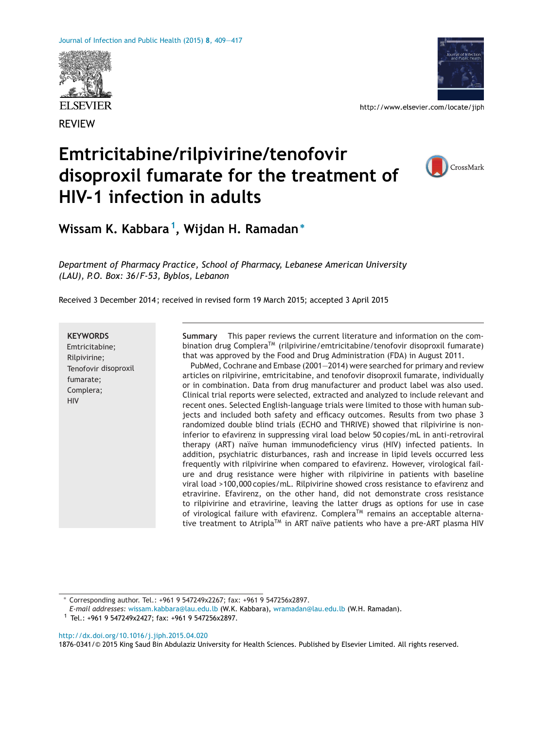REVIEW

# Emtricitabine/rilpivirine/tenofovir disoproxil fumarate for the treatment of HIV-1 infection in adults

**Wissam K. Kabbara**[1], **Wijdan H. Ramadan***

*Department of Pharmacy Practice, School of Pharmacy, Lebanese American University (LAU), P.O. Box: 36/F-53, Byblos, Lebanon*

Received 3 December 2014; received in revised form 19 March 2015; accepted 3 April 2015

**KEYWORDS**
Emtricitabine;
Rilpivirine;
Tenofovir disoproxil fumarate;
Complera;
HIV

**Summary** This paper reviews the current literature and information on the combination drug Complera™ (rilpivirine/emtricitabine/tenofovir disoproxil fumarate) that was approved by the Food and Drug Administration (FDA) in August 2011.

PubMed, Cochrane and Embase (2001–2014) were searched for primary and review articles on rilpivirine, emtricitabine, and tenofovir disoproxil fumarate, individually or in combination. Data from drug manufacturer and product label was also used. Clinical trial reports were selected, extracted and analyzed to include relevant and recent ones. Selected English-language trials were limited to those with human subjects and included both safety and efficacy outcomes. Results from two phase 3 randomized double blind trials (ECHO and THRIVE) showed that rilpivirine is non-inferior to efavirenz in suppressing viral load below 50 copies/mL in anti-retroviral therapy (ART) naïve human immunodeficiency virus (HIV) infected patients. In addition, psychiatric disturbances, rash and increase in lipid levels occurred less frequently with rilpivirine when compared to efavirenz. However, virological failure and drug resistance were higher with rilpivirine in patients with baseline viral load >100,000 copies/mL. Rilpivirine showed cross resistance to efavirenz and etravirine. Efavirenz, on the other hand, did not demonstrate cross resistance to rilpivirine and etravirine, leaving the latter drugs as options for use in case of virological failure with efavirenz. Complera™ remains an acceptable alternative treatment to Atripla™ in ART naïve patients who have a pre-ART plasma HIV

* Corresponding author. Tel.: +961 9 547249x2267; fax: +961 9 547256x2897.
*E-mail addresses:* wissam.kabbara@lau.edu.lb (W.K. Kabbara), wramadan@lau.edu.lb (W.H. Ramadan).
[1] Tel.: +961 9 547249x2427; fax: +961 9 547256x2897.

http://dx.doi.org/10.1016/j.jiph.2015.04.020
1876-0341/© 2015 King Saud Bin Abdulaziz University for Health Sciences. Published by Elsevier Limited. All rights reserved.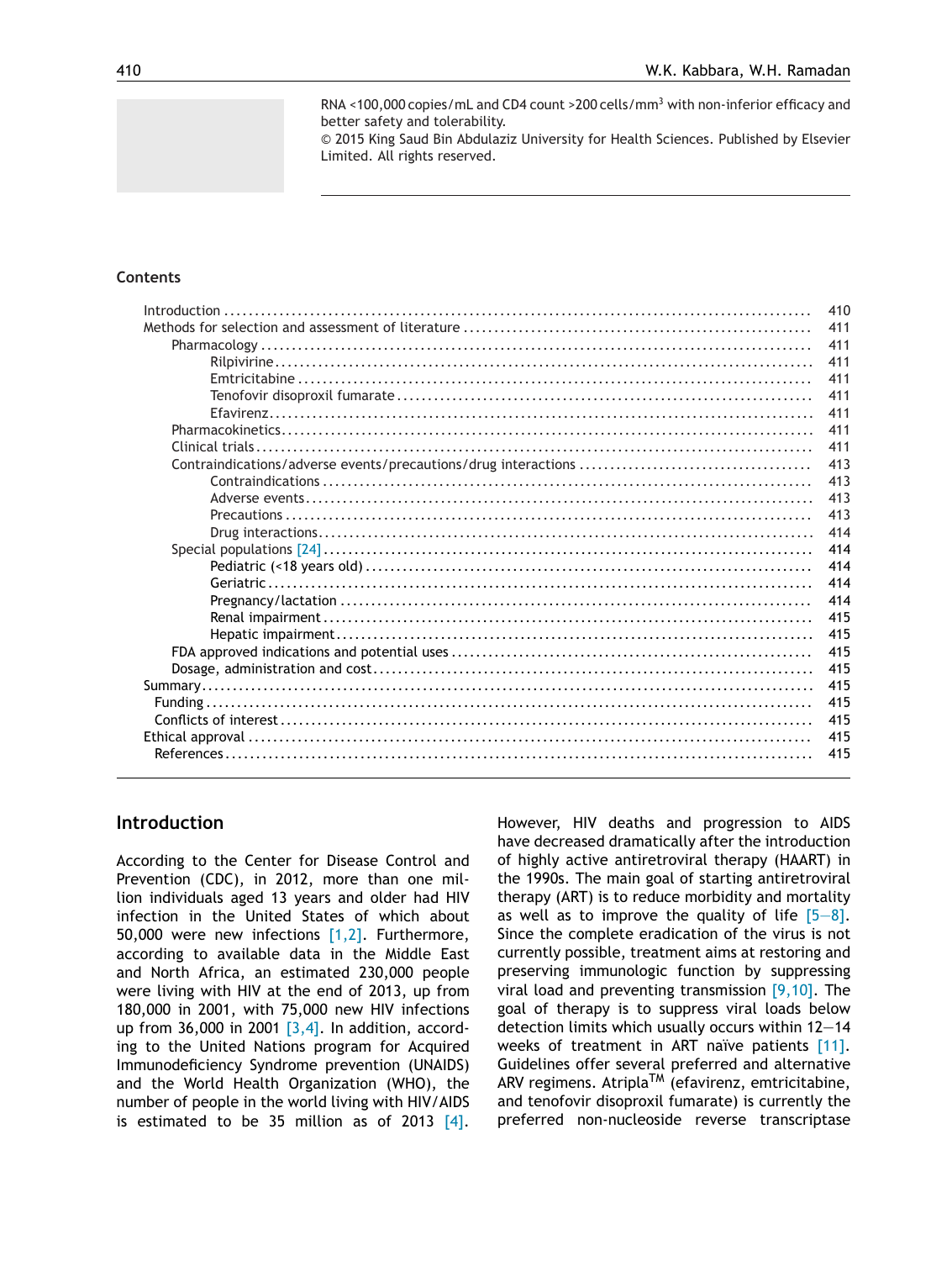RNA <100,000 copies/mL and CD4 count >200 cells/mm$^3$ with non-inferior efficacy and better safety and tolerability.

© 2015 King Saud Bin Abdulaziz University for Health Sciences. Published by Elsevier Limited. All rights reserved.

## Contents

| | |
|---|---|
| Introduction | 410 |
| Methods for selection and assessment of literature | 411 |
| Pharmacology | 411 |
| Rilpivirine | 411 |
| Emtricitabine | 411 |
| Tenofovir disoproxil fumarate | 411 |
| Efavirenz | 411 |
| Pharmacokinetics | 411 |
| Clinical trials | 411 |
| Contraindications/adverse events/precautions/drug interactions | 413 |
| Contraindications | 413 |
| Adverse events | 413 |
| Precautions | 413 |
| Drug interactions | 414 |
| Special populations [24] | 414 |
| Pediatric (<18 years old) | 414 |
| Geriatric | 414 |
| Pregnancy/lactation | 414 |
| Renal impairment | 415 |
| Hepatic impairment | 415 |
| FDA approved indications and potential uses | 415 |
| Dosage, administration and cost | 415 |
| Summary | 415 |
| Funding | 415 |
| Conflicts of interest | 415 |
| Ethical approval | 415 |
| References | 415 |

## Introduction

According to the Center for Disease Control and Prevention (CDC), in 2012, more than one million individuals aged 13 years and older had HIV infection in the United States of which about 50,000 were new infections [1,2]. Furthermore, according to available data in the Middle East and North Africa, an estimated 230,000 people were living with HIV at the end of 2013, up from 180,000 in 2001, with 75,000 new HIV infections up from 36,000 in 2001 [3,4]. In addition, according to the United Nations program for Acquired Immunodeficiency Syndrome prevention (UNAIDS) and the World Health Organization (WHO), the number of people in the world living with HIV/AIDS is estimated to be 35 million as of 2013 [4]. However, HIV deaths and progression to AIDS have decreased dramatically after the introduction of highly active antiretroviral therapy (HAART) in the 1990s. The main goal of starting antiretroviral therapy (ART) is to reduce morbidity and mortality as well as to improve the quality of life [5–8]. Since the complete eradication of the virus is not currently possible, treatment aims at restoring and preserving immunologic function by suppressing viral load and preventing transmission [9,10]. The goal of therapy is to suppress viral loads below detection limits which usually occurs within 12–14 weeks of treatment in ART naïve patients [11]. Guidelines offer several preferred and alternative ARV regimens. Atripla™ (efavirenz, emtricitabine, and tenofovir disoproxil fumarate) is currently the preferred non-nucleoside reverse transcriptase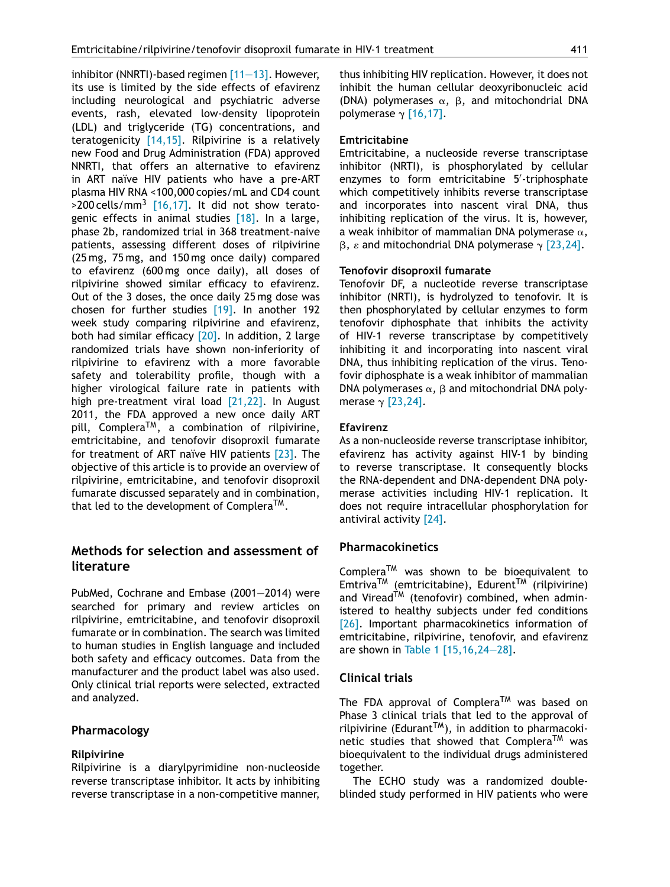inhibitor (NNRTI)-based regimen [11—13]. However, its use is limited by the side effects of efavirenz including neurological and psychiatric adverse events, rash, elevated low-density lipoprotein (LDL) and triglyceride (TG) concentrations, and teratogenicity [14,15]. Rilpivirine is a relatively new Food and Drug Administration (FDA) approved NNRTI, that offers an alternative to efavirenz in ART naïve HIV patients who have a pre-ART plasma HIV RNA <100,000 copies/mL and CD4 count >200 cells/mm$^3$ [16,17]. It did not show teratogenic effects in animal studies [18]. In a large, phase 2b, randomized trial in 368 treatment-naive patients, assessing different doses of rilpivirine (25 mg, 75 mg, and 150 mg once daily) compared to efavirenz (600 mg once daily), all doses of rilpivirine showed similar efficacy to efavirenz. Out of the 3 doses, the once daily 25 mg dose was chosen for further studies [19]. In another 192 week study comparing rilpivirine and efavirenz, both had similar efficacy [20]. In addition, 2 large randomized trials have shown non-inferiority of rilpivirine to efavirenz with a more favorable safety and tolerability profile, though with a higher virological failure rate in patients with high pre-treatment viral load [21,22]. In August 2011, the FDA approved a new once daily ART pill, Complera™, a combination of rilpivirine, emtricitabine, and tenofovir disoproxil fumarate for treatment of ART naïve HIV patients [23]. The objective of this article is to provide an overview of rilpivirine, emtricitabine, and tenofovir disoproxil fumarate discussed separately and in combination, that led to the development of Complera™.

## Methods for selection and assessment of literature

PubMed, Cochrane and Embase (2001—2014) were searched for primary and review articles on rilpivirine, emtricitabine, and tenofovir disoproxil fumarate or in combination. The search was limited to human studies in English language and included both safety and efficacy outcomes. Data from the manufacturer and the product label was also used. Only clinical trial reports were selected, extracted and analyzed.

## Pharmacology

### Rilpivirine

Rilpivirine is a diarylpyrimidine non-nucleoside reverse transcriptase inhibitor. It acts by inhibiting reverse transcriptase in a non-competitive manner, thus inhibiting HIV replication. However, it does not inhibit the human cellular deoxyribonucleic acid (DNA) polymerases $\alpha$, $\beta$, and mitochondrial DNA polymerase $\gamma$ [16,17].

### Emtricitabine

Emtricitabine, a nucleoside reverse transcriptase inhibitor (NRTI), is phosphorylated by cellular enzymes to form emtricitabine 5′-triphosphate which competitively inhibits reverse transcriptase and incorporates into nascent viral DNA, thus inhibiting replication of the virus. It is, however, a weak inhibitor of mammalian DNA polymerase $\alpha$, $\beta$, $\varepsilon$ and mitochondrial DNA polymerase $\gamma$ [23,24].

### Tenofovir disoproxil fumarate

Tenofovir DF, a nucleotide reverse transcriptase inhibitor (NRTI), is hydrolyzed to tenofovir. It is then phosphorylated by cellular enzymes to form tenofovir diphosphate that inhibits the activity of HIV-1 reverse transcriptase by competitively inhibiting it and incorporating into nascent viral DNA, thus inhibiting replication of the virus. Tenofovir diphosphate is a weak inhibitor of mammalian DNA polymerases $\alpha$, $\beta$ and mitochondrial DNA polymerase $\gamma$ [23,24].

### Efavirenz

As a non-nucleoside reverse transcriptase inhibitor, efavirenz has activity against HIV-1 by binding to reverse transcriptase. It consequently blocks the RNA-dependent and DNA-dependent DNA polymerase activities including HIV-1 replication. It does not require intracellular phosphorylation for antiviral activity [24].

## Pharmacokinetics

Complera™ was shown to be bioequivalent to Emtriva™ (emtricitabine), Edurent™ (rilpivirine) and Viread™ (tenofovir) combined, when administered to healthy subjects under fed conditions [26]. Important pharmacokinetics information of emtricitabine, rilpivirine, tenofovir, and efavirenz are shown in Table 1 [15,16,24—28].

## Clinical trials

The FDA approval of Complera™ was based on Phase 3 clinical trials that led to the approval of rilpivirine (Edurant™), in addition to pharmacokinetic studies that showed that Complera™ was bioequivalent to the individual drugs administered together.

The ECHO study was a randomized double-blinded study performed in HIV patients who were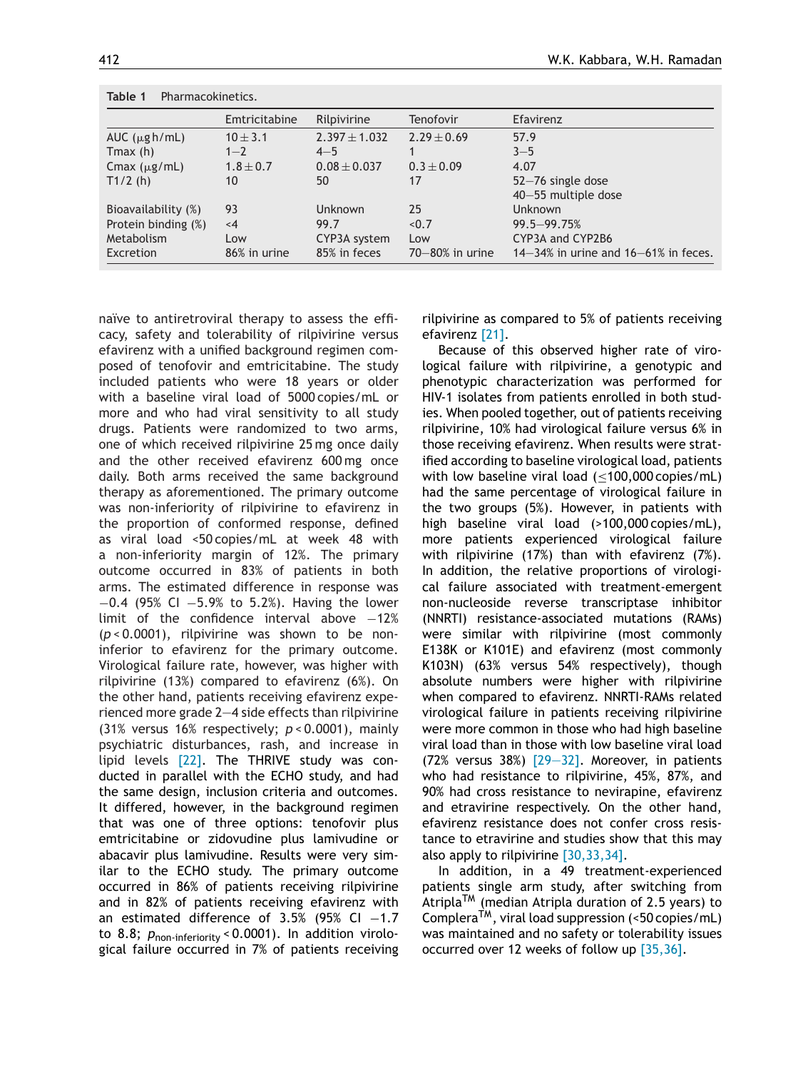**Table 1** Pharmacokinetics.

| | Emtricitabine | Rilpivirine | Tenofovir | Efavirenz |
|---|---|---|---|---|
| AUC (μg h/mL) | 10 ± 3.1 | 2.397 ± 1.032 | 2.29 ± 0.69 | 57.9 |
| Tmax (h) | 1–2 | 4–5 | 1 | 3–5 |
| Cmax (μg/mL) | 1.8 ± 0.7 | 0.08 ± 0.037 | 0.3 ± 0.09 | 4.07 |
| T1/2 (h) | 10 | 50 | 17 | 52–76 single dose<br>40–55 multiple dose |
| Bioavailability (%) | 93 | Unknown | 25 | Unknown |
| Protein binding (%) | <4 | 99.7 | <0.7 | 99.5–99.75% |
| Metabolism | Low | CYP3A system | Low | CYP3A and CYP2B6 |
| Excretion | 86% in urine | 85% in feces | 70–80% in urine | 14–34% in urine and 16–61% in feces. |

naïve to antiretroviral therapy to assess the efficacy, safety and tolerability of rilpivirine versus efavirenz with a unified background regimen composed of tenofovir and emtricitabine. The study included patients who were 18 years or older with a baseline viral load of 5000 copies/mL or more and who had viral sensitivity to all study drugs. Patients were randomized to two arms, one of which received rilpivirine 25 mg once daily and the other received efavirenz 600 mg once daily. Both arms received the same background therapy as aforementioned. The primary outcome was non-inferiority of rilpivirine to efavirenz in the proportion of conformed response, defined as viral load <50 copies/mL at week 48 with a non-inferiority margin of 12%. The primary outcome occurred in 83% of patients in both arms. The estimated difference in response was −0.4 (95% CI −5.9% to 5.2%). Having the lower limit of the confidence interval above −12% ($p < 0.0001$), rilpivirine was shown to be non-inferior to efavirenz for the primary outcome. Virological failure rate, however, was higher with rilpivirine (13%) compared to efavirenz (6%). On the other hand, patients receiving efavirenz experienced more grade 2–4 side effects than rilpivirine (31% versus 16% respectively; $p < 0.0001$), mainly psychiatric disturbances, rash, and increase in lipid levels [22]. The THRIVE study was conducted in parallel with the ECHO study, and had the same design, inclusion criteria and outcomes. It differed, however, in the background regimen that was one of three options: tenofovir plus emtricitabine or zidovudine plus lamivudine or abacavir plus lamivudine. Results were very similar to the ECHO study. The primary outcome occurred in 86% of patients receiving rilpivirine and in 82% of patients receiving efavirenz with an estimated difference of 3.5% (95% CI −1.7 to 8.8; $p_{\text{non-inferiority}} < 0.0001$). In addition virological failure occurred in 7% of patients receiving rilpivirine as compared to 5% of patients receiving efavirenz [21].

Because of this observed higher rate of virological failure with rilpivirine, a genotypic and phenotypic characterization was performed for HIV-1 isolates from patients enrolled in both studies. When pooled together, out of patients receiving rilpivirine, 10% had virological failure versus 6% in those receiving efavirenz. When results were stratified according to baseline virological load, patients with low baseline viral load (≤100,000 copies/mL) had the same percentage of virological failure in the two groups (5%). However, in patients with high baseline viral load (>100,000 copies/mL), more patients experienced virological failure with rilpivirine (17%) than with efavirenz (7%). In addition, the relative proportions of virological failure associated with treatment-emergent non-nucleoside reverse transcriptase inhibitor (NNRTI) resistance-associated mutations (RAMs) were similar with rilpivirine (most commonly E138K or K101E) and efavirenz (most commonly K103N) (63% versus 54% respectively), though absolute numbers were higher with rilpivirine when compared to efavirenz. NNRTI-RAMs related virological failure in patients receiving rilpivirine were more common in those who had high baseline viral load than in those with low baseline viral load (72% versus 38%) [29–32]. Moreover, in patients who had resistance to rilpivirine, 45%, 87%, and 90% had cross resistance to nevirapine, efavirenz and etravirine respectively. On the other hand, efavirenz resistance does not confer cross resistance to etravirine and studies show that this may also apply to rilpivirine [30,33,34].

In addition, in a 49 treatment-experienced patients single arm study, after switching from Atripla™ (median Atripla duration of 2.5 years) to Complera™, viral load suppression (<50 copies/mL) was maintained and no safety or tolerability issues occurred over 12 weeks of follow up [35,36].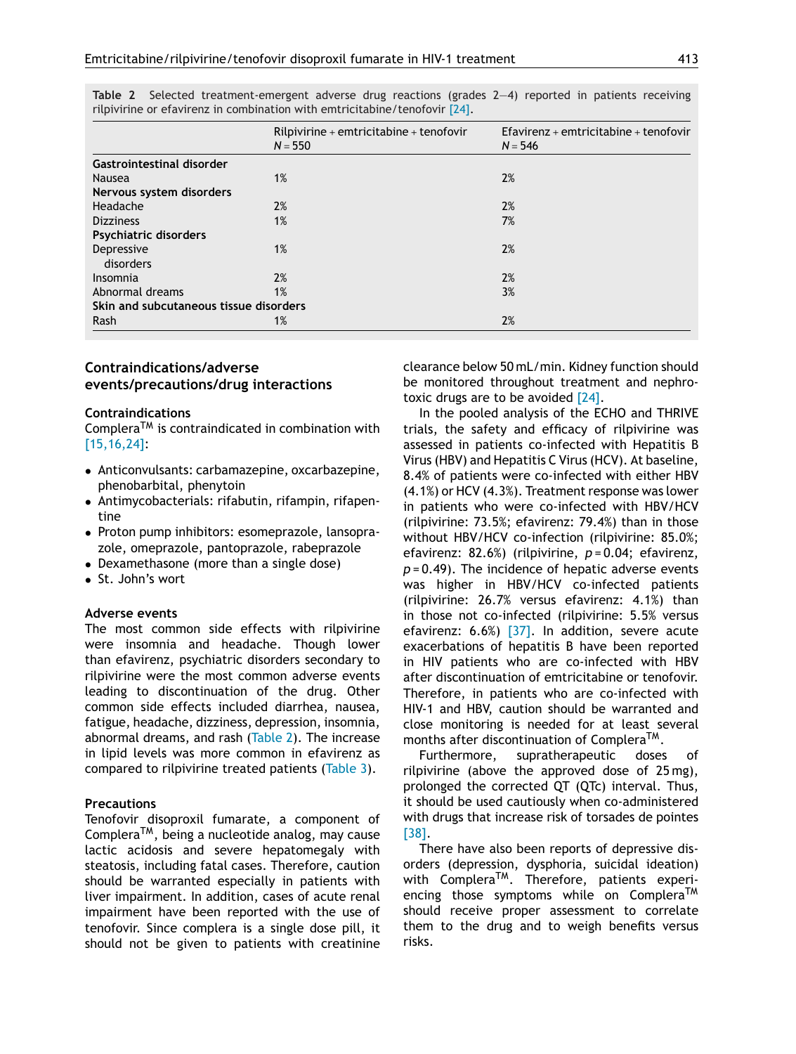**Table 2** Selected treatment-emergent adverse drug reactions (grades 2—4) reported in patients receiving rilpivirine or efavirenz in combination with emtricitabine/tenofovir [24].

| | Rilpivirine + emtricitabine + tenofovir N = 550 | Efavirenz + emtricitabine + tenofovir N = 546 |
|---|---|---|
| **Gastrointestinal disorder** | | |
| Nausea | 1% | 2% |
| **Nervous system disorders** | | |
| Headache | 2% | 2% |
| Dizziness | 1% | 7% |
| **Psychiatric disorders** | | |
| Depressive disorders | 1% | 2% |
| Insomnia | 2% | 2% |
| Abnormal dreams | 1% | 3% |
| **Skin and subcutaneous tissue disorders** | | |
| Rash | 1% | 2% |

## Contraindications/adverse events/precautions/drug interactions

### Contraindications

Complera™ is contraindicated in combination with [15,16,24]:

- Anticonvulsants: carbamazepine, oxcarbazepine, phenobarbital, phenytoin
- Antimycobacterials: rifabutin, rifampin, rifapentine
- Proton pump inhibitors: esomeprazole, lansoprazole, omeprazole, pantoprazole, rabeprazole
- Dexamethasone (more than a single dose)
- St. John's wort

### Adverse events

The most common side effects with rilpivirine were insomnia and headache. Though lower than efavirenz, psychiatric disorders secondary to rilpivirine were the most common adverse events leading to discontinuation of the drug. Other common side effects included diarrhea, nausea, fatigue, headache, dizziness, depression, insomnia, abnormal dreams, and rash (Table 2). The increase in lipid levels was more common in efavirenz as compared to rilpivirine treated patients (Table 3).

### Precautions

Tenofovir disoproxil fumarate, a component of Complera™, being a nucleotide analog, may cause lactic acidosis and severe hepatomegaly with steatosis, including fatal cases. Therefore, caution should be warranted especially in patients with liver impairment. In addition, cases of acute renal impairment have been reported with the use of tenofovir. Since complera is a single dose pill, it should not be given to patients with creatinine clearance below 50 mL/min. Kidney function should be monitored throughout treatment and nephrotoxic drugs are to be avoided [24].

In the pooled analysis of the ECHO and THRIVE trials, the safety and efficacy of rilpivirine was assessed in patients co-infected with Hepatitis B Virus (HBV) and Hepatitis C Virus (HCV). At baseline, 8.4% of patients were co-infected with either HBV (4.1%) or HCV (4.3%). Treatment response was lower in patients who were co-infected with HBV/HCV (rilpivirine: 73.5%; efavirenz: 79.4%) than in those without HBV/HCV co-infection (rilpivirine: 85.0%; efavirenz: 82.6%) (rilpivirine, $p = 0.04$; efavirenz, $p = 0.49$). The incidence of hepatic adverse events was higher in HBV/HCV co-infected patients (rilpivirine: 26.7% versus efavirenz: 4.1%) than in those not co-infected (rilpivirine: 5.5% versus efavirenz: 6.6%) [37]. In addition, severe acute exacerbations of hepatitis B have been reported in HIV patients who are co-infected with HBV after discontinuation of emtricitabine or tenofovir. Therefore, in patients who are co-infected with HIV-1 and HBV, caution should be warranted and close monitoring is needed for at least several months after discontinuation of Complera™.

Furthermore, supratherapeutic doses of rilpivirine (above the approved dose of 25 mg), prolonged the corrected QT (QTc) interval. Thus, it should be used cautiously when co-administered with drugs that increase risk of torsades de pointes [38].

There have also been reports of depressive disorders (depression, dysphoria, suicidal ideation) with Complera™. Therefore, patients experiencing those symptoms while on Complera™ should receive proper assessment to correlate them to the drug and to weigh benefits versus risks.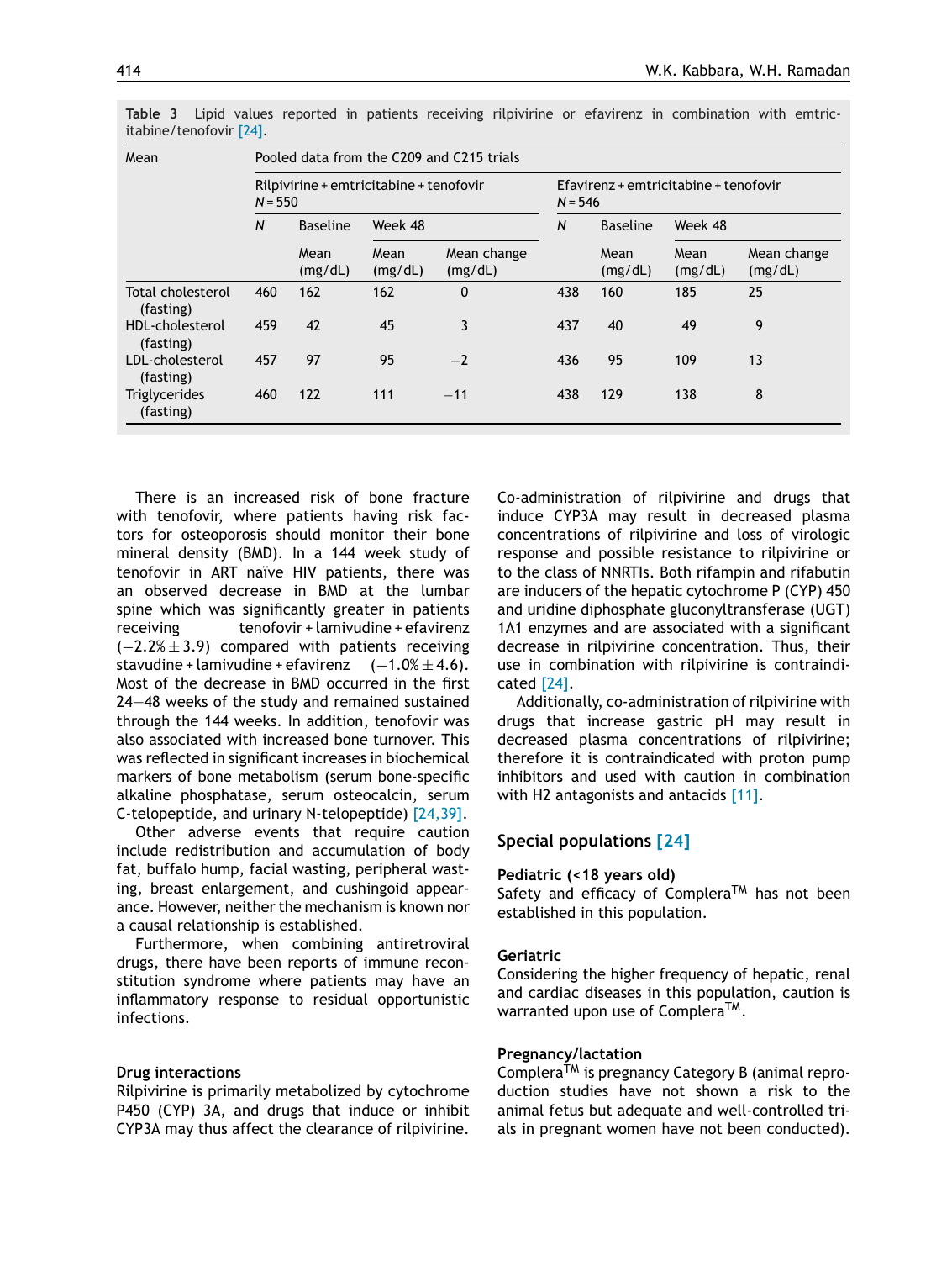**Table 3** Lipid values reported in patients receiving rilpivirine or efavirenz in combination with emtricitabine/tenofovir [24].

| Mean | Pooled data from the C209 and C215 trials | | | | | | | |
|---|---|---|---|---|---|---|---|---|
| | Rilpivirine + emtricitabine + tenofovir N = 550 | | | | Efavirenz + emtricitabine + tenofovir N = 546 | | | |
| | N | Baseline | Week 48 | | N | Baseline | Week 48 | |
| | | Mean (mg/dL) | Mean (mg/dL) | Mean change (mg/dL) | | Mean (mg/dL) | Mean (mg/dL) | Mean change (mg/dL) |
| Total cholesterol (fasting) | 460 | 162 | 162 | 0 | 438 | 160 | 185 | 25 |
| HDL-cholesterol (fasting) | 459 | 42 | 45 | 3 | 437 | 40 | 49 | 9 |
| LDL-cholesterol (fasting) | 457 | 97 | 95 | −2 | 436 | 95 | 109 | 13 |
| Triglycerides (fasting) | 460 | 122 | 111 | −11 | 438 | 129 | 138 | 8 |

There is an increased risk of bone fracture with tenofovir, where patients having risk factors for osteoporosis should monitor their bone mineral density (BMD). In a 144 week study of tenofovir in ART naïve HIV patients, there was an observed decrease in BMD at the lumbar spine which was significantly greater in patients receiving tenofovir + lamivudine + efavirenz (−2.2% ± 3.9) compared with patients receiving stavudine + lamivudine + efavirenz (−1.0% ± 4.6). Most of the decrease in BMD occurred in the first 24—48 weeks of the study and remained sustained through the 144 weeks. In addition, tenofovir was also associated with increased bone turnover. This was reflected in significant increases in biochemical markers of bone metabolism (serum bone-specific alkaline phosphatase, serum osteocalcin, serum C-telopeptide, and urinary N-telopeptide) [24,39].

Other adverse events that require caution include redistribution and accumulation of body fat, buffalo hump, facial wasting, peripheral wasting, breast enlargement, and cushingoid appearance. However, neither the mechanism is known nor a causal relationship is established.

Furthermore, when combining antiretroviral drugs, there have been reports of immune reconstitution syndrome where patients may have an inflammatory response to residual opportunistic infections.

#### Drug interactions

Rilpivirine is primarily metabolized by cytochrome P450 (CYP) 3A, and drugs that induce or inhibit CYP3A may thus affect the clearance of rilpivirine. Co-administration of rilpivirine and drugs that induce CYP3A may result in decreased plasma concentrations of rilpivirine and loss of virologic response and possible resistance to rilpivirine or to the class of NNRTIs. Both rifampin and rifabutin are inducers of the hepatic cytochrome P (CYP) 450 and uridine diphosphate gluconyltransferase (UGT) 1A1 enzymes and are associated with a significant decrease in rilpivirine concentration. Thus, their use in combination with rilpivirine is contraindicated [24].

Additionally, co-administration of rilpivirine with drugs that increase gastric pH may result in decreased plasma concentrations of rilpivirine; therefore it is contraindicated with proton pump inhibitors and used with caution in combination with H2 antagonists and antacids [11].

## Special populations [24]

#### Pediatric (<18 years old)

Safety and efficacy of Complera™ has not been established in this population.

#### Geriatric

Considering the higher frequency of hepatic, renal and cardiac diseases in this population, caution is warranted upon use of Complera™.

#### Pregnancy/lactation

Complera™ is pregnancy Category B (animal reproduction studies have not shown a risk to the animal fetus but adequate and well-controlled trials in pregnant women have not been conducted).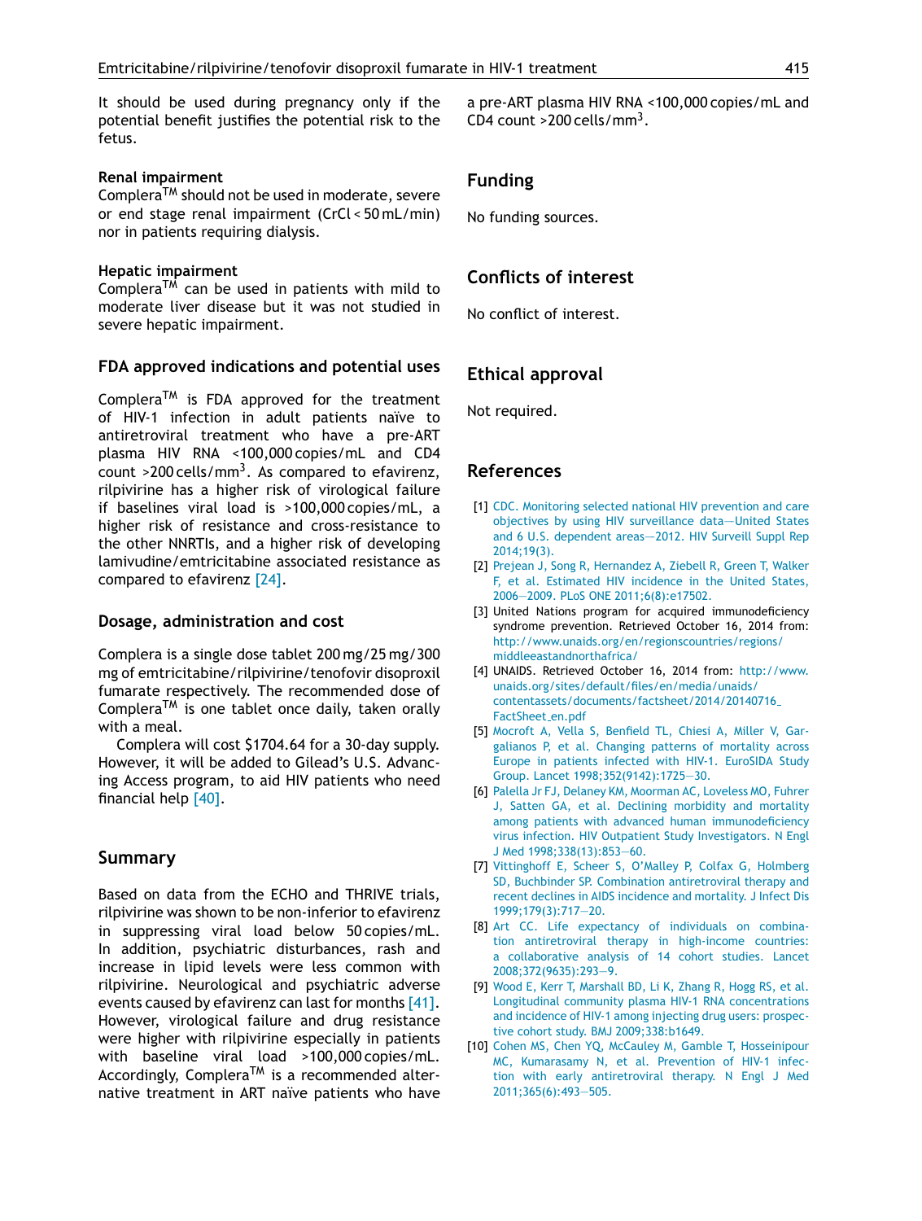It should be used during pregnancy only if the potential benefit justifies the potential risk to the fetus.

### Renal impairment

Complera™ should not be used in moderate, severe or end stage renal impairment (CrCl < 50 mL/min) nor in patients requiring dialysis.

### Hepatic impairment

Complera™ can be used in patients with mild to moderate liver disease but it was not studied in severe hepatic impairment.

## FDA approved indications and potential uses

Complera™ is FDA approved for the treatment of HIV-1 infection in adult patients naïve to antiretroviral treatment who have a pre-ART plasma HIV RNA <100,000 copies/mL and CD4 count >200 cells/mm$^3$. As compared to efavirenz, rilpivirine has a higher risk of virological failure if baselines viral load is >100,000 copies/mL, a higher risk of resistance and cross-resistance to the other NNRTIs, and a higher risk of developing lamivudine/emtricitabine associated resistance as compared to efavirenz [24].

## Dosage, administration and cost

Complera is a single dose tablet 200 mg/25 mg/300 mg of emtricitabine/rilpivirine/tenofovir disoproxil fumarate respectively. The recommended dose of Complera™ is one tablet once daily, taken orally with a meal.

Complera will cost $1704.64 for a 30-day supply. However, it will be added to Gilead's U.S. Advancing Access program, to aid HIV patients who need financial help [40].

## Summary

Based on data from the ECHO and THRIVE trials, rilpivirine was shown to be non-inferior to efavirenz in suppressing viral load below 50 copies/mL. In addition, psychiatric disturbances, rash and increase in lipid levels were less common with rilpivirine. Neurological and psychiatric adverse events caused by efavirenz can last for months [41]. However, virological failure and drug resistance were higher with rilpivirine especially in patients with baseline viral load >100,000 copies/mL. Accordingly, Complera™ is a recommended alternative treatment in ART naïve patients who have a pre-ART plasma HIV RNA <100,000 copies/mL and CD4 count >200 cells/mm$^3$.

## Funding

No funding sources.

## Conflicts of interest

No conflict of interest.

## Ethical approval

Not required.

## References

[1] CDC. Monitoring selected national HIV prevention and care objectives by using HIV surveillance data—United States and 6 U.S. dependent areas—2012. HIV Surveill Suppl Rep 2014;19(3).

[2] Prejean J, Song R, Hernandez A, Ziebell R, Green T, Walker F, et al. Estimated HIV incidence in the United States, 2006—2009. PLoS ONE 2011;6(8):e17502.

[3] United Nations program for acquired immunodeficiency syndrome prevention. Retrieved October 16, 2014 from: http://www.unaids.org/en/regionscountries/regions/middleeastandnorthafrica/

[4] UNAIDS. Retrieved October 16, 2014 from: http://www.unaids.org/sites/default/files/en/media/unaids/contentassets/documents/factsheet/2014/20140716_FactSheet_en.pdf

[5] Mocroft A, Vella S, Benfield TL, Chiesi A, Miller V, Gargalianos P, et al. Changing patterns of mortality across Europe in patients infected with HIV-1. EuroSIDA Study Group. Lancet 1998;352(9142):1725—30.

[6] Palella Jr FJ, Delaney KM, Moorman AC, Loveless MO, Fuhrer J, Satten GA, et al. Declining morbidity and mortality among patients with advanced human immunodeficiency virus infection. HIV Outpatient Study Investigators. N Engl J Med 1998;338(13):853—60.

[7] Vittinghoff E, Scheer S, O'Malley P, Colfax G, Holmberg SD, Buchbinder SP. Combination antiretroviral therapy and recent declines in AIDS incidence and mortality. J Infect Dis 1999;179(3):717—20.

[8] Art CC. Life expectancy of individuals on combination antiretroviral therapy in high-income countries: a collaborative analysis of 14 cohort studies. Lancet 2008;372(9635):293—9.

[9] Wood E, Kerr T, Marshall BD, Li K, Zhang R, Hogg RS, et al. Longitudinal community plasma HIV-1 RNA concentrations and incidence of HIV-1 among injecting drug users: prospective cohort study. BMJ 2009;338:b1649.

[10] Cohen MS, Chen YQ, McCauley M, Gamble T, Hosseinipour MC, Kumarasamy N, et al. Prevention of HIV-1 infection with early antiretroviral therapy. N Engl J Med 2011;365(6):493—505.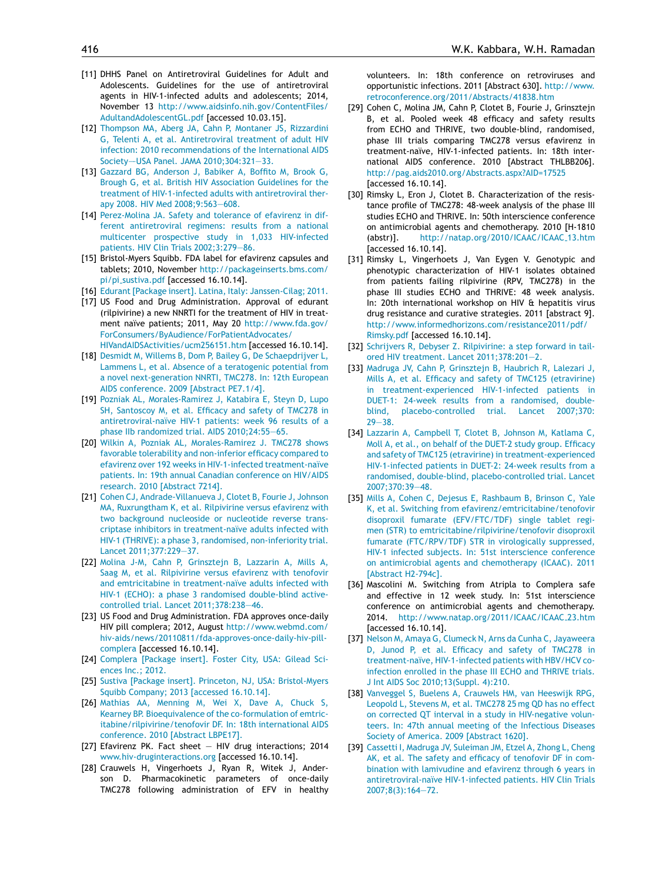[11] DHHS Panel on Antiretroviral Guidelines for Adult and Adolescents. Guidelines for the use of antiretroviral agents in HIV-1-infected adults and adolescents; 2014, November 13 http://www.aidsinfo.nih.gov/ContentFiles/AdultandAdolescentGL.pdf [accessed 10.03.15].

[12] Thompson MA, Aberg JA, Cahn P, Montaner JS, Rizzardini G, Telenti A, et al. Antiretroviral treatment of adult HIV infection: 2010 recommendations of the International AIDS Society—USA Panel. JAMA 2010;304:321—33.

[13] Gazzard BG, Anderson J, Babiker A, Boffito M, Brook G, Brough G, et al. British HIV Association Guidelines for the treatment of HIV-1-infected adults with antiretroviral therapy 2008. HIV Med 2008;9:563—608.

[14] Perez-Molina JA. Safety and tolerance of efavirenz in different antiretroviral regimens: results from a national multicenter prospective study in 1,033 HIV-infected patients. HIV Clin Trials 2002;3:279—86.

[15] Bristol-Myers Squibb. FDA label for efavirenz capsules and tablets; 2010, November http://packageinserts.bms.com/pi/pi_sustiva.pdf [accessed 16.10.14].

[16] Edurant [Package insert]. Latina, Italy: Janssen-Cilag; 2011.

[17] US Food and Drug Administration. Approval of edurant (rilpivirine) a new NNRTI for the treatment of HIV in treatment naïve patients; 2011, May 20 http://www.fda.gov/ForConsumers/ByAudience/ForPatientAdvocates/HIVandAIDSActivities/ucm256151.htm [accessed 16.10.14].

[18] Desmidt M, Willems B, Dom P, Bailey G, De Schaepdrijver L, Lammens L, et al. Absence of a teratogenic potential from a novel next-generation NNRTI, TMC278. In: 12th European AIDS conference. 2009 [Abstract PE7.1/4].

[19] Pozniak AL, Morales-Ramirez J, Katabira E, Steyn D, Lupo SH, Santoscoy M, et al. Efficacy and safety of TMC278 in antiretroviral-naïve HIV-1 patients: week 96 results of a phase IIb randomized trial. AIDS 2010;24:55—65.

[20] Wilkin A, Pozniak AL, Morales-Ramirez J. TMC278 shows favorable tolerability and non-inferior efficacy compared to efavirenz over 192 weeks in HIV-1-infected treatment-naïve patients. In: 19th annual Canadian conference on HIV/AIDS research. 2010 [Abstract 7214].

[21] Cohen CJ, Andrade-Villanueva J, Clotet B, Fourie J, Johnson MA, Ruxrungtham K, et al. Rilpivirine versus efavirenz with two background nucleoside or nucleotide reverse transcriptase inhibitors in treatment-naïve adults infected with HIV-1 (THRIVE): a phase 3, randomised, non-inferiority trial. Lancet 2011;377:229—37.

[22] Molina J-M, Cahn P, Grinsztejn B, Lazzarin A, Mills A, Saag M, et al. Rilpivirine versus efavirenz with tenofovir and emtricitabine in treatment-naïve adults infected with HIV-1 (ECHO): a phase 3 randomised double-blind active-controlled trial. Lancet 2011;378:238—46.

[23] US Food and Drug Administration. FDA approves once-daily HIV pill complera; 2012, August http://www.webmd.com/hiv-aids/news/20110811/fda-approves-once-daily-hiv-pill-complera [accessed 16.10.14].

[24] Complera [Package insert]. Foster City, USA: Gilead Sciences Inc.; 2012.

[25] Sustiva [Package insert]. Princeton, NJ, USA: Bristol-Myers Squibb Company; 2013 [accessed 16.10.14].

[26] Mathias AA, Menning M, Wei X, Dave A, Chuck S, Kearney BP. Bioequivalence of the co-formulation of emtricitabine/rilpivirine/tenofovir DF. In: 18th international AIDS conference. 2010 [Abstract LBPE17].

[27] Efavirenz PK. Fact sheet — HIV drug interactions; 2014 www.hiv-druginteractions.org [accessed 16.10.14].

[28] Crauwels H, Vingerhoets J, Ryan R, Witek J, Anderson D. Pharmacokinetic parameters of once-daily TMC278 following administration of EFV in healthy volunteers. In: 18th conference on retroviruses and opportunistic infections. 2011 [Abstract 630]. http://www.retroconference.org/2011/Abstracts/41838.htm

[29] Cohen C, Molina JM, Cahn P, Clotet B, Fourie J, Grinsztejn B, et al. Pooled week 48 efficacy and safety results from ECHO and THRIVE, two double-blind, randomised, phase III trials comparing TMC278 versus efavirenz in treatment-naïve, HIV-1-infected patients. In: 18th international AIDS conference. 2010 [Abstract THLBB206]. http://pag.aids2010.org/Abstracts.aspx?AID=17525 [accessed 16.10.14].

[30] Rimsky L, Eron J, Clotet B. Characterization of the resistance profile of TMC278: 48-week analysis of the phase III studies ECHO and THRIVE. In: 50th interscience conference on antimicrobial agents and chemotherapy. 2010 [H-1810 (abstr)]. http://natap.org/2010/ICAAC/ICAAC_13.htm [accessed 16.10.14].

[31] Rimsky L, Vingerhoets J, Van Eygen V. Genotypic and phenotypic characterization of HIV-1 isolates obtained from patients failing rilpivirine (RPV, TMC278) in the phase III studies ECHO and THRIVE: 48 week analysis. In: 20th international workshop on HIV & hepatitis virus drug resistance and curative strategies. 2011 [abstract 9]. http://www.informedhorizons.com/resistance2011/pdf/Rimsky.pdf [accessed 16.10.14].

[32] Schrijvers R, Debyser Z. Rilpivirine: a step forward in tailored HIV treatment. Lancet 2011;378:201—2.

[33] Madruga JV, Cahn P, Grinsztejn B, Haubrich R, Lalezari J, Mills A, et al. Efficacy and safety of TMC125 (etravirine) in treatment-experienced HIV-1-infected patients in DUET-1: 24-week results from a randomised, double-blind, placebo-controlled trial. Lancet 2007;370:29—38.

[34] Lazzarin A, Campbell T, Clotet B, Johnson M, Katlama C, Moll A, et al., on behalf of the DUET-2 study group. Efficacy and safety of TMC125 (etravirine) in treatment-experienced HIV-1-infected patients in DUET-2: 24-week results from a randomised, double-blind, placebo-controlled trial. Lancet 2007;370:39—48.

[35] Mills A, Cohen C, Dejesus E, Rashbaum B, Brinson C, Yale K, et al. Switching from efavirenz/emtricitabine/tenofovir disoproxil fumarate (EFV/FTC/TDF) single tablet regimen (STR) to emtricitabine/rilpivirine/tenofovir disoproxil fumarate (FTC/RPV/TDF) STR in virologically suppressed, HIV-1 infected subjects. In: 51st interscience conference on antimicrobial agents and chemotherapy (ICAAC). 2011 [Abstract H2-794c].

[36] Mascolini M. Switching from Atripla to Complera safe and effective in 12 week study. In: 51st interscience conference on antimicrobial agents and chemotherapy. 2014. http://www.natap.org/2011/ICAAC/ICAAC_23.htm [accessed 16.10.14].

[37] Nelson M, Amaya G, Clumeck N, Arns da Cunha C, Jayaweera D, Junod P, et al. Efficacy and safety of TMC278 in treatment-naïve, HIV-1-infected patients with HBV/HCV co-infection enrolled in the phase III ECHO and THRIVE trials. J Int AIDS Soc 2010;13(Suppl. 4):210.

[38] Vanveggel S, Buelens A, Crauwels HM, van Heeswijk RPG, Leopold L, Stevens M, et al. TMC278 25 mg QD has no effect on corrected QT interval in a study in HIV-negative volunteers. In: 47th annual meeting of the Infectious Diseases Society of America. 2009 [Abstract 1620].

[39] Cassetti I, Madruga JV, Suleiman JM, Etzel A, Zhong L, Cheng AK, et al. The safety and efficacy of tenofovir DF in combination with lamivudine and efavirenz through 6 years in antiretroviral-naïve HIV-1-infected patients. HIV Clin Trials 2007;8(3):164—72.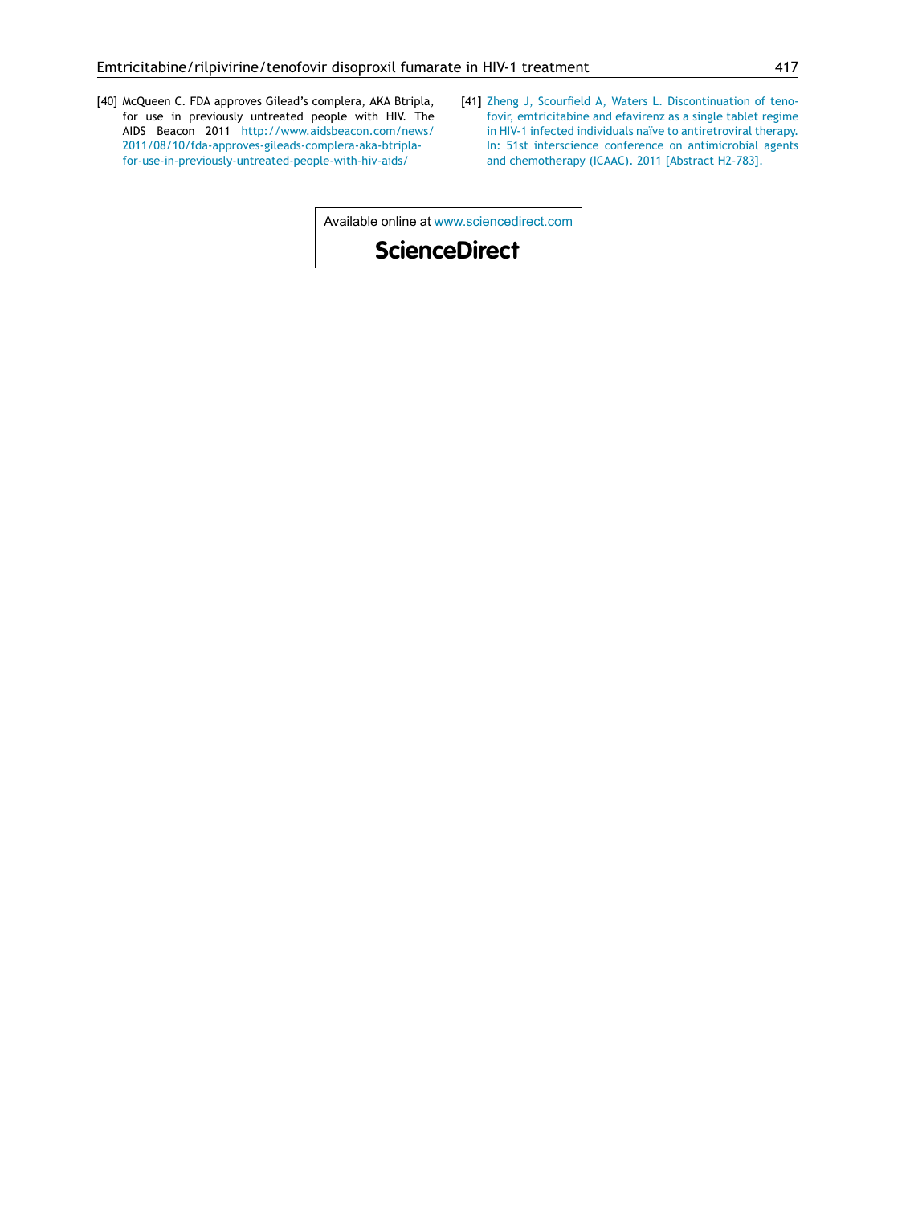[40] McQueen C. FDA approves Gilead's complera, AKA Btripla, for use in previously untreated people with HIV. The AIDS Beacon 2011 http://www.aidsbeacon.com/news/2011/08/10/fda-approves-gileads-complera-aka-btripla-for-use-in-previously-untreated-people-with-hiv-aids/

[41] Zheng J, Scourfield A, Waters L. Discontinuation of tenofovir, emtricitabine and efavirenz as a single tablet regime in HIV-1 infected individuals naïve to antiretroviral therapy. In: 51st interscience conference on antimicrobial agents and chemotherapy (ICAAC). 2011 [Abstract H2-783].

Available online at www.sciencedirect.com

**ScienceDirect**